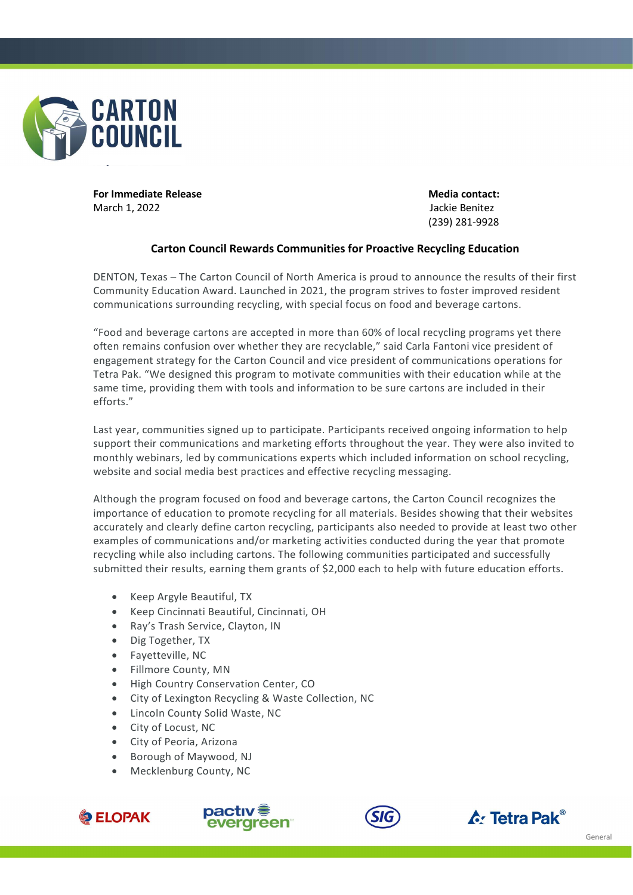**For Immediate Release**
March 1, 2022

**Media contact:**
Jackie Benitez
(239) 281-9928

## Carton Council Rewards Communities for Proactive Recycling Education

DENTON, Texas – The Carton Council of North America is proud to announce the results of their first Community Education Award. Launched in 2021, the program strives to foster improved resident communications surrounding recycling, with special focus on food and beverage cartons.

"Food and beverage cartons are accepted in more than 60% of local recycling programs yet there often remains confusion over whether they are recyclable," said Carla Fantoni vice president of engagement strategy for the Carton Council and vice president of communications operations for Tetra Pak. "We designed this program to motivate communities with their education while at the same time, providing them with tools and information to be sure cartons are included in their efforts."

Last year, communities signed up to participate. Participants received ongoing information to help support their communications and marketing efforts throughout the year. They were also invited to monthly webinars, led by communications experts which included information on school recycling, website and social media best practices and effective recycling messaging.

Although the program focused on food and beverage cartons, the Carton Council recognizes the importance of education to promote recycling for all materials. Besides showing that their websites accurately and clearly define carton recycling, participants also needed to provide at least two other examples of communications and/or marketing activities conducted during the year that promote recycling while also including cartons. The following communities participated and successfully submitted their results, earning them grants of $2,000 each to help with future education efforts.

- Keep Argyle Beautiful, TX
- Keep Cincinnati Beautiful, Cincinnati, OH
- Ray's Trash Service, Clayton, IN
- Dig Together, TX
- Fayetteville, NC
- Fillmore County, MN
- High Country Conservation Center, CO
- City of Lexington Recycling & Waste Collection, NC
- Lincoln County Solid Waste, NC
- City of Locust, NC
- City of Peoria, Arizona
- Borough of Maywood, NJ
- Mecklenburg County, NC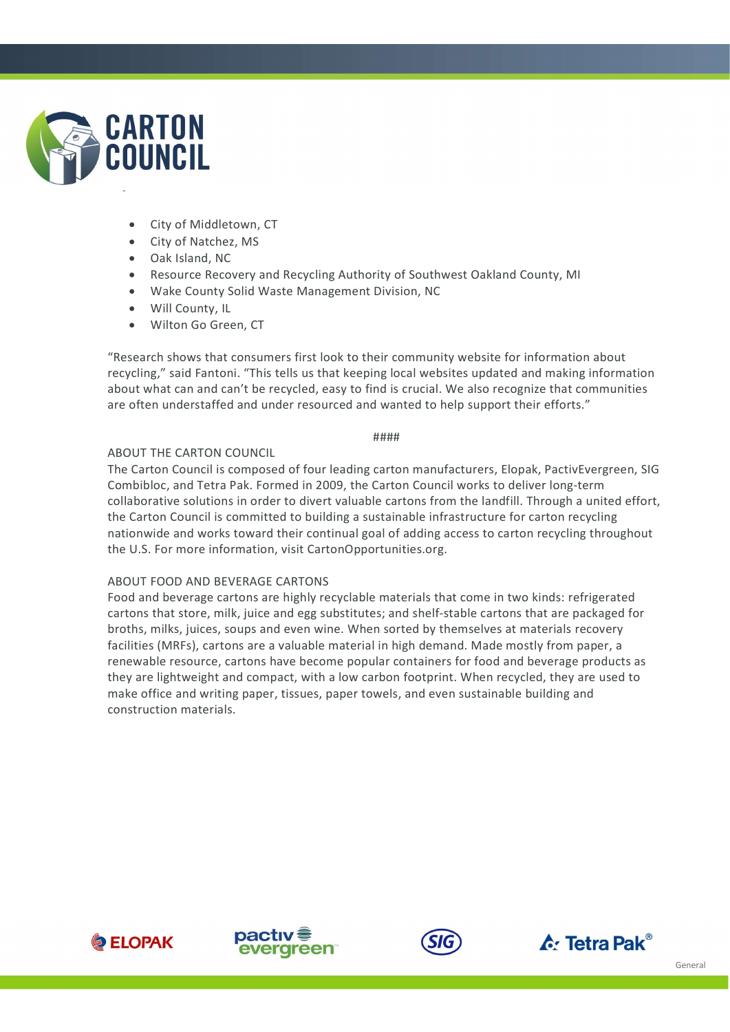- City of Middletown, CT
- City of Natchez, MS
- Oak Island, NC
- Resource Recovery and Recycling Authority of Southwest Oakland County, MI
- Wake County Solid Waste Management Division, NC
- Will County, IL
- Wilton Go Green, CT

"Research shows that consumers first look to their community website for information about recycling," said Fantoni. "This tells us that keeping local websites updated and making information about what can and can't be recycled, easy to find is crucial. We also recognize that communities are often understaffed and under resourced and wanted to help support their efforts."

####

ABOUT THE CARTON COUNCIL

The Carton Council is composed of four leading carton manufacturers, Elopak, PactivEvergreen, SIG Combibloc, and Tetra Pak. Formed in 2009, the Carton Council works to deliver long-term collaborative solutions in order to divert valuable cartons from the landfill. Through a united effort, the Carton Council is committed to building a sustainable infrastructure for carton recycling nationwide and works toward their continual goal of adding access to carton recycling throughout the U.S. For more information, visit CartonOpportunities.org.

ABOUT FOOD AND BEVERAGE CARTONS

Food and beverage cartons are highly recyclable materials that come in two kinds: refrigerated cartons that store, milk, juice and egg substitutes; and shelf-stable cartons that are packaged for broths, milks, juices, soups and even wine. When sorted by themselves at materials recovery facilities (MRFs), cartons are a valuable material in high demand. Made mostly from paper, a renewable resource, cartons have become popular containers for food and beverage products as they are lightweight and compact, with a low carbon footprint. When recycled, they are used to make office and writing paper, tissues, paper towels, and even sustainable building and construction materials.